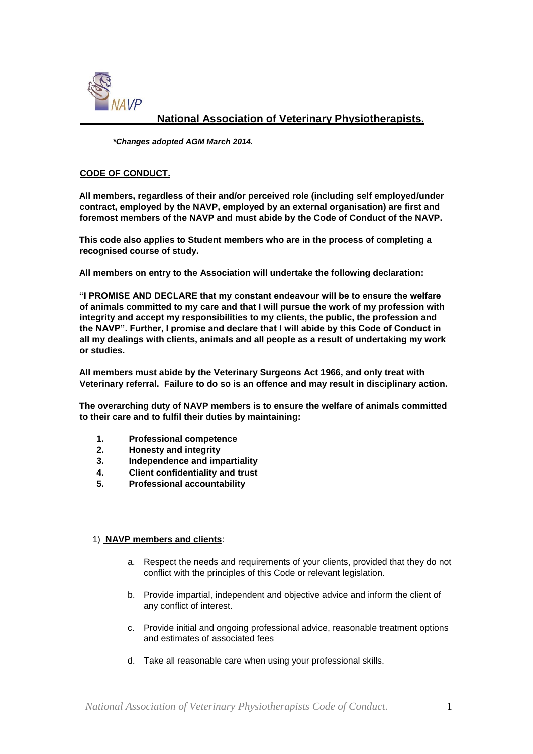NAVP

## National Association of Veterinary Physiotherapists.

***Changes adopted AGM March 2014.***

**CODE OF CONDUCT.**

**All members, regardless of their and/or perceived role (including self employed/under contract, employed by the NAVP, employed by an external organisation) are first and foremost members of the NAVP and must abide by the Code of Conduct of the NAVP.**

**This code also applies to Student members who are in the process of completing a recognised course of study.**

**All members on entry to the Association will undertake the following declaration:**

**"I PROMISE AND DECLARE that my constant endeavour will be to ensure the welfare of animals committed to my care and that I will pursue the work of my profession with integrity and accept my responsibilities to my clients, the public, the profession and the NAVP". Further, I promise and declare that I will abide by this Code of Conduct in all my dealings with clients, animals and all people as a result of undertaking my work or studies.**

**All members must abide by the Veterinary Surgeons Act 1966, and only treat with Veterinary referral. Failure to do so is an offence and may result in disciplinary action.**

**The overarching duty of NAVP members is to ensure the welfare of animals committed to their care and to fulfil their duties by maintaining:**

1. **Professional competence**
2. **Honesty and integrity**
3. **Independence and impartiality**
4. **Client confidentiality and trust**
5. **Professional accountability**

1) **NAVP members and clients**:

   a. Respect the needs and requirements of your clients, provided that they do not conflict with the principles of this Code or relevant legislation.

   b. Provide impartial, independent and objective advice and inform the client of any conflict of interest.

   c. Provide initial and ongoing professional advice, reasonable treatment options and estimates of associated fees

   d. Take all reasonable care when using your professional skills.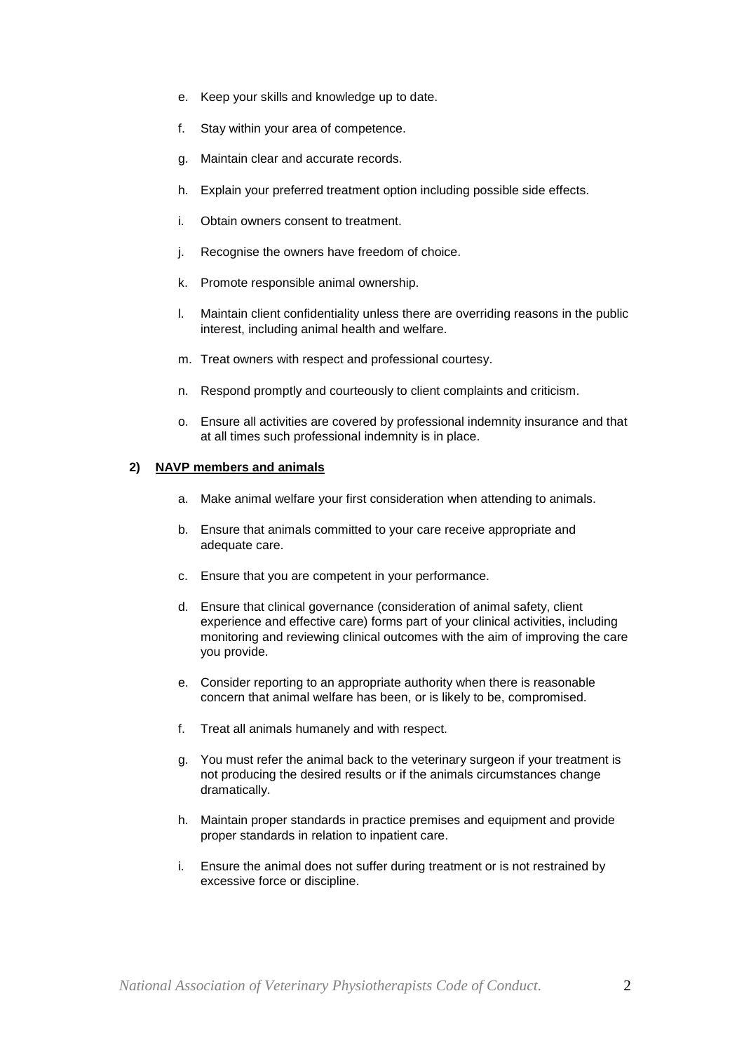e. Keep your skills and knowledge up to date.

f. Stay within your area of competence.

g. Maintain clear and accurate records.

h. Explain your preferred treatment option including possible side effects.

i. Obtain owners consent to treatment.

j. Recognise the owners have freedom of choice.

k. Promote responsible animal ownership.

l. Maintain client confidentiality unless there are overriding reasons in the public interest, including animal health and welfare.

m. Treat owners with respect and professional courtesy.

n. Respond promptly and courteously to client complaints and criticism.

o. Ensure all activities are covered by professional indemnity insurance and that at all times such professional indemnity is in place.

**2) <u>NAVP members and animals</u>**

a. Make animal welfare your first consideration when attending to animals.

b. Ensure that animals committed to your care receive appropriate and adequate care.

c. Ensure that you are competent in your performance.

d. Ensure that clinical governance (consideration of animal safety, client experience and effective care) forms part of your clinical activities, including monitoring and reviewing clinical outcomes with the aim of improving the care you provide.

e. Consider reporting to an appropriate authority when there is reasonable concern that animal welfare has been, or is likely to be, compromised.

f. Treat all animals humanely and with respect.

g. You must refer the animal back to the veterinary surgeon if your treatment is not producing the desired results or if the animals circumstances change dramatically.

h. Maintain proper standards in practice premises and equipment and provide proper standards in relation to inpatient care.

i. Ensure the animal does not suffer during treatment or is not restrained by excessive force or discipline.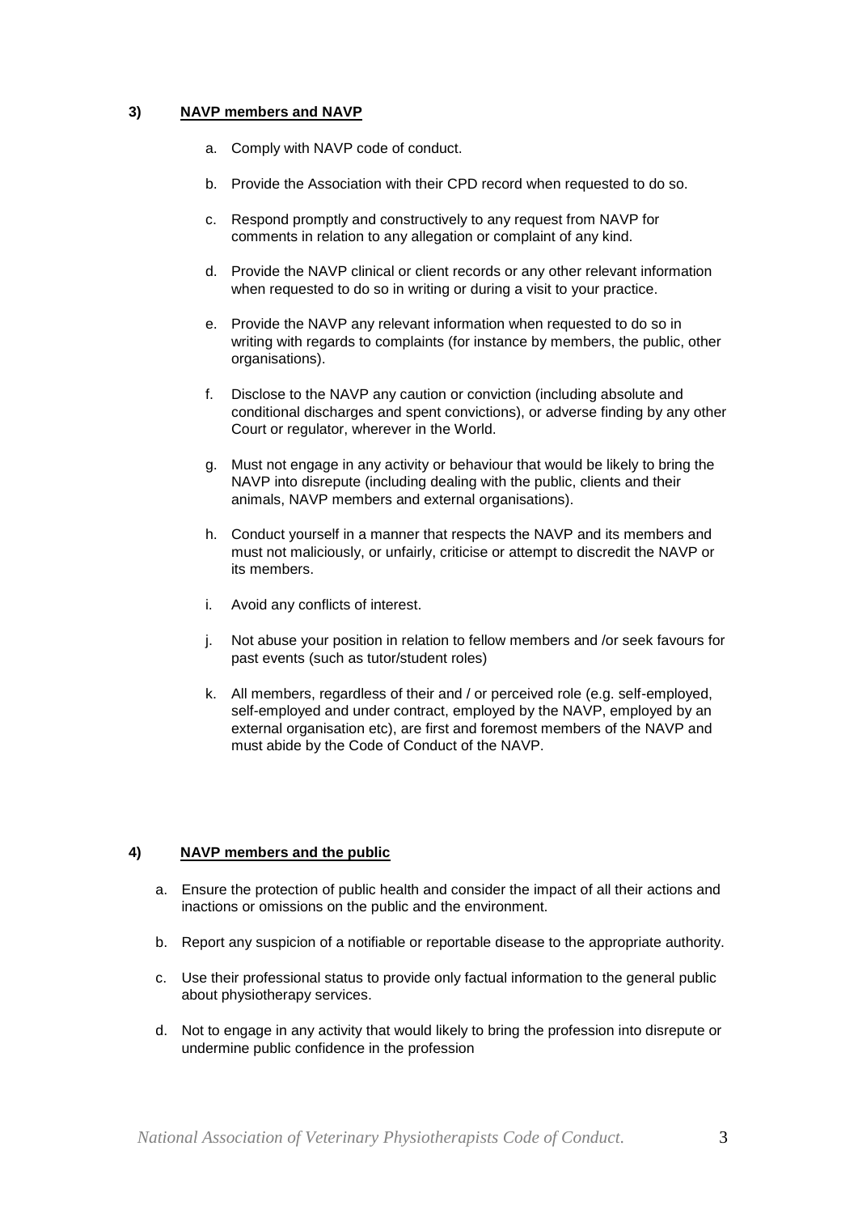### 3) NAVP members and NAVP

a. Comply with NAVP code of conduct.

b. Provide the Association with their CPD record when requested to do so.

c. Respond promptly and constructively to any request from NAVP for comments in relation to any allegation or complaint of any kind.

d. Provide the NAVP clinical or client records or any other relevant information when requested to do so in writing or during a visit to your practice.

e. Provide the NAVP any relevant information when requested to do so in writing with regards to complaints (for instance by members, the public, other organisations).

f. Disclose to the NAVP any caution or conviction (including absolute and conditional discharges and spent convictions), or adverse finding by any other Court or regulator, wherever in the World.

g. Must not engage in any activity or behaviour that would be likely to bring the NAVP into disrepute (including dealing with the public, clients and their animals, NAVP members and external organisations).

h. Conduct yourself in a manner that respects the NAVP and its members and must not maliciously, or unfairly, criticise or attempt to discredit the NAVP or its members.

i. Avoid any conflicts of interest.

j. Not abuse your position in relation to fellow members and /or seek favours for past events (such as tutor/student roles)

k. All members, regardless of their and / or perceived role (e.g. self-employed, self-employed and under contract, employed by the NAVP, employed by an external organisation etc), are first and foremost members of the NAVP and must abide by the Code of Conduct of the NAVP.

### 4) NAVP members and the public

a. Ensure the protection of public health and consider the impact of all their actions and inactions or omissions on the public and the environment.

b. Report any suspicion of a notifiable or reportable disease to the appropriate authority.

c. Use their professional status to provide only factual information to the general public about physiotherapy services.

d. Not to engage in any activity that would likely to bring the profession into disrepute or undermine public confidence in the profession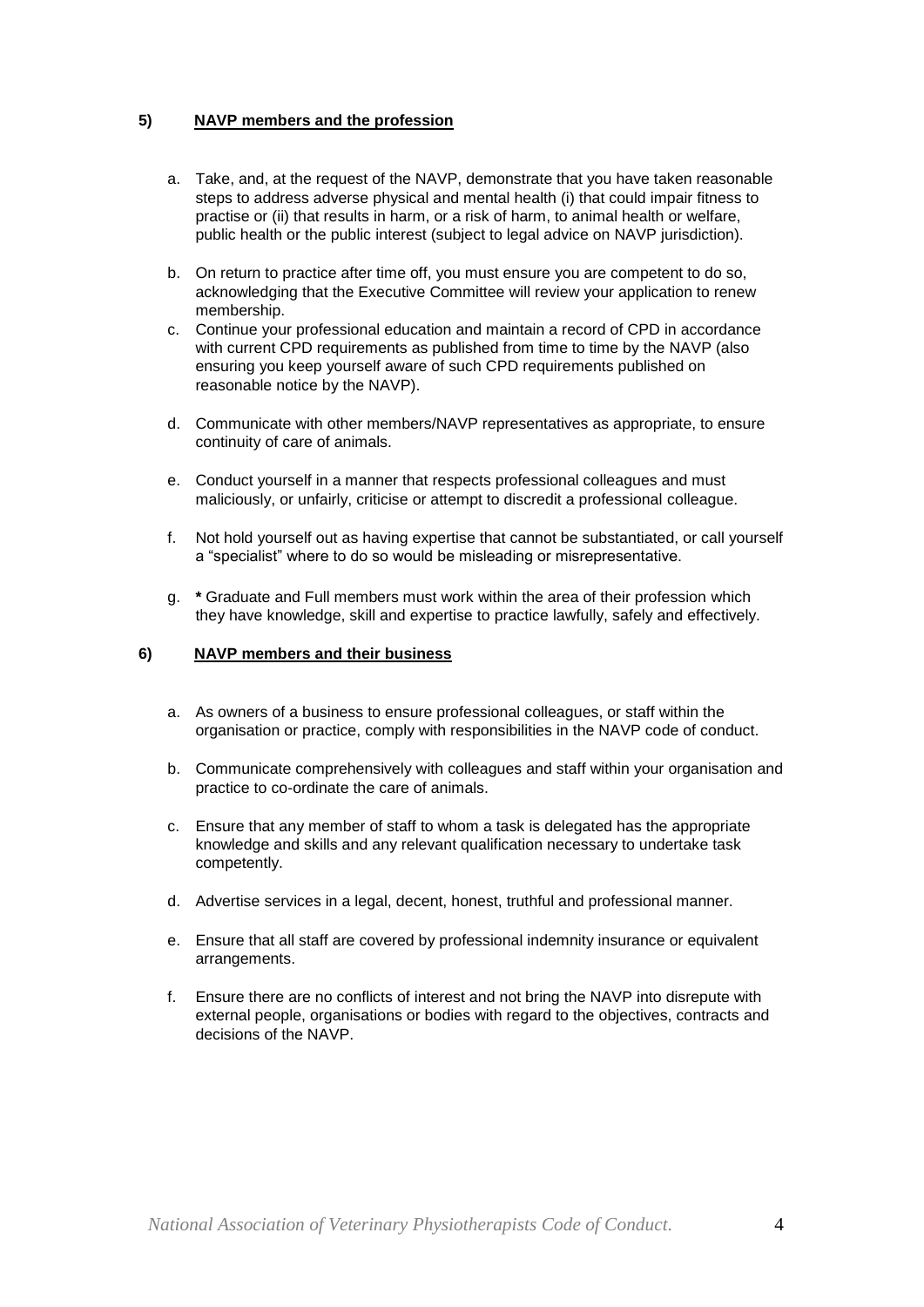## 5) NAVP members and the profession

a. Take, and, at the request of the NAVP, demonstrate that you have taken reasonable steps to address adverse physical and mental health (i) that could impair fitness to practise or (ii) that results in harm, or a risk of harm, to animal health or welfare, public health or the public interest (subject to legal advice on NAVP jurisdiction).

b. On return to practice after time off, you must ensure you are competent to do so, acknowledging that the Executive Committee will review your application to renew membership.

c. Continue your professional education and maintain a record of CPD in accordance with current CPD requirements as published from time to time by the NAVP (also ensuring you keep yourself aware of such CPD requirements published on reasonable notice by the NAVP).

d. Communicate with other members/NAVP representatives as appropriate, to ensure continuity of care of animals.

e. Conduct yourself in a manner that respects professional colleagues and must maliciously, or unfairly, criticise or attempt to discredit a professional colleague.

f. Not hold yourself out as having expertise that cannot be substantiated, or call yourself a "specialist" where to do so would be misleading or misrepresentative.

g. **\*** Graduate and Full members must work within the area of their profession which they have knowledge, skill and expertise to practice lawfully, safely and effectively.

## 6) NAVP members and their business

a. As owners of a business to ensure professional colleagues, or staff within the organisation or practice, comply with responsibilities in the NAVP code of conduct.

b. Communicate comprehensively with colleagues and staff within your organisation and practice to co-ordinate the care of animals.

c. Ensure that any member of staff to whom a task is delegated has the appropriate knowledge and skills and any relevant qualification necessary to undertake task competently.

d. Advertise services in a legal, decent, honest, truthful and professional manner.

e. Ensure that all staff are covered by professional indemnity insurance or equivalent arrangements.

f. Ensure there are no conflicts of interest and not bring the NAVP into disrepute with external people, organisations or bodies with regard to the objectives, contracts and decisions of the NAVP.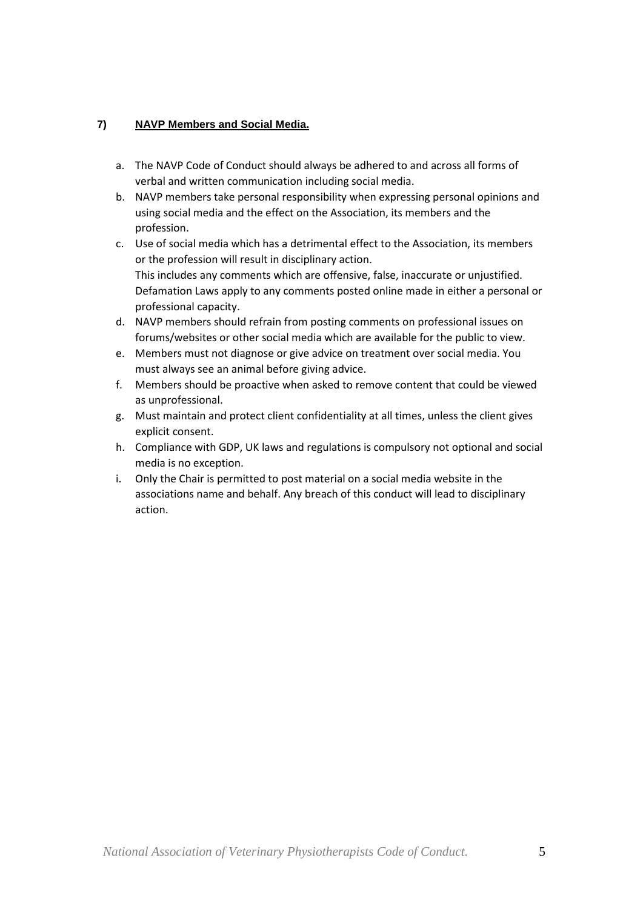## 7) NAVP Members and Social Media.

a. The NAVP Code of Conduct should always be adhered to and across all forms of verbal and written communication including social media.
b. NAVP members take personal responsibility when expressing personal opinions and using social media and the effect on the Association, its members and the profession.
c. Use of social media which has a detrimental effect to the Association, its members or the profession will result in disciplinary action.
   This includes any comments which are offensive, false, inaccurate or unjustified. Defamation Laws apply to any comments posted online made in either a personal or professional capacity.
d. NAVP members should refrain from posting comments on professional issues on forums/websites or other social media which are available for the public to view.
e. Members must not diagnose or give advice on treatment over social media. You must always see an animal before giving advice.
f. Members should be proactive when asked to remove content that could be viewed as unprofessional.
g. Must maintain and protect client confidentiality at all times, unless the client gives explicit consent.
h. Compliance with GDP, UK laws and regulations is compulsory not optional and social media is no exception.
i. Only the Chair is permitted to post material on a social media website in the associations name and behalf. Any breach of this conduct will lead to disciplinary action.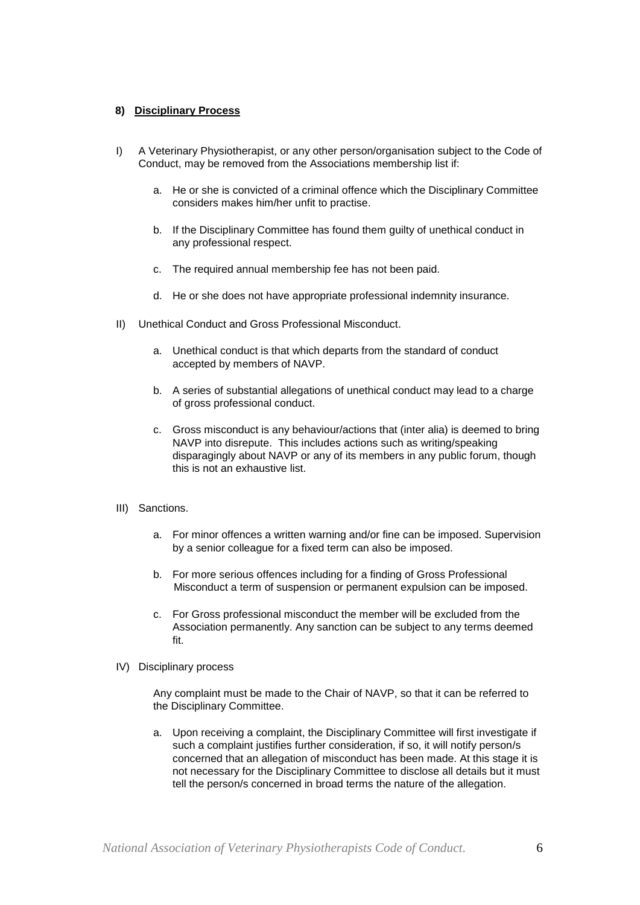#### 8) **Disciplinary Process**

I) A Veterinary Physiotherapist, or any other person/organisation subject to the Code of Conduct, may be removed from the Associations membership list if:

   a. He or she is convicted of a criminal offence which the Disciplinary Committee considers makes him/her unfit to practise.

   b. If the Disciplinary Committee has found them guilty of unethical conduct in any professional respect.

   c. The required annual membership fee has not been paid.

   d. He or she does not have appropriate professional indemnity insurance.

II) Unethical Conduct and Gross Professional Misconduct.

   a. Unethical conduct is that which departs from the standard of conduct accepted by members of NAVP.

   b. A series of substantial allegations of unethical conduct may lead to a charge of gross professional conduct.

   c. Gross misconduct is any behaviour/actions that (inter alia) is deemed to bring NAVP into disrepute. This includes actions such as writing/speaking disparagingly about NAVP or any of its members in any public forum, though this is not an exhaustive list.

III) Sanctions.

   a. For minor offences a written warning and/or fine can be imposed. Supervision by a senior colleague for a fixed term can also be imposed.

   b. For more serious offences including for a finding of Gross Professional Misconduct a term of suspension or permanent expulsion can be imposed.

   c. For Gross professional misconduct the member will be excluded from the Association permanently. Any sanction can be subject to any terms deemed fit.

IV) Disciplinary process

   Any complaint must be made to the Chair of NAVP, so that it can be referred to the Disciplinary Committee.

   a. Upon receiving a complaint, the Disciplinary Committee will first investigate if such a complaint justifies further consideration, if so, it will notify person/s concerned that an allegation of misconduct has been made. At this stage it is not necessary for the Disciplinary Committee to disclose all details but it must tell the person/s concerned in broad terms the nature of the allegation.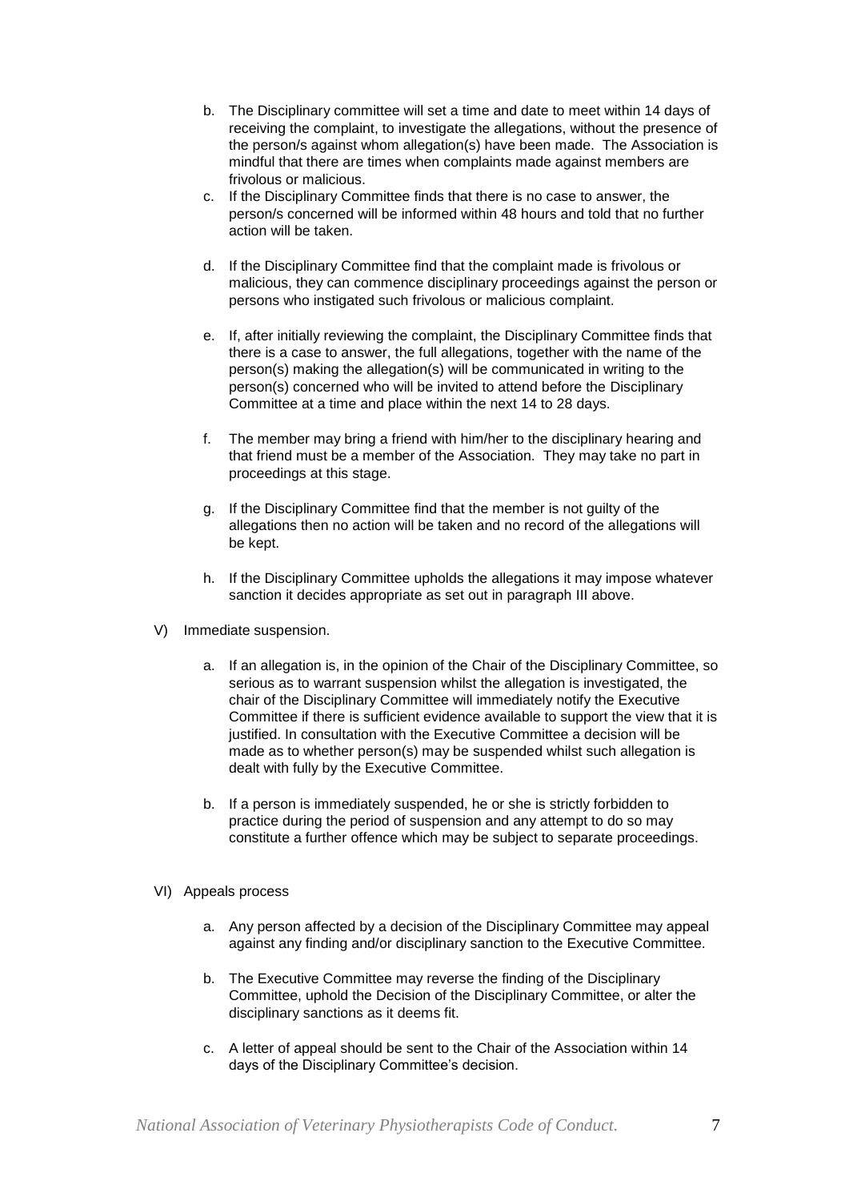b. The Disciplinary committee will set a time and date to meet within 14 days of receiving the complaint, to investigate the allegations, without the presence of the person/s against whom allegation(s) have been made. The Association is mindful that there are times when complaints made against members are frivolous or malicious.
c. If the Disciplinary Committee finds that there is no case to answer, the person/s concerned will be informed within 48 hours and told that no further action will be taken.

d. If the Disciplinary Committee find that the complaint made is frivolous or malicious, they can commence disciplinary proceedings against the person or persons who instigated such frivolous or malicious complaint.

e. If, after initially reviewing the complaint, the Disciplinary Committee finds that there is a case to answer, the full allegations, together with the name of the person(s) making the allegation(s) will be communicated in writing to the person(s) concerned who will be invited to attend before the Disciplinary Committee at a time and place within the next 14 to 28 days.

f. The member may bring a friend with him/her to the disciplinary hearing and that friend must be a member of the Association. They may take no part in proceedings at this stage.

g. If the Disciplinary Committee find that the member is not guilty of the allegations then no action will be taken and no record of the allegations will be kept.

h. If the Disciplinary Committee upholds the allegations it may impose whatever sanction it decides appropriate as set out in paragraph III above.

V) Immediate suspension.

a. If an allegation is, in the opinion of the Chair of the Disciplinary Committee, so serious as to warrant suspension whilst the allegation is investigated, the chair of the Disciplinary Committee will immediately notify the Executive Committee if there is sufficient evidence available to support the view that it is justified. In consultation with the Executive Committee a decision will be made as to whether person(s) may be suspended whilst such allegation is dealt with fully by the Executive Committee.

b. If a person is immediately suspended, he or she is strictly forbidden to practice during the period of suspension and any attempt to do so may constitute a further offence which may be subject to separate proceedings.

VI) Appeals process

a. Any person affected by a decision of the Disciplinary Committee may appeal against any finding and/or disciplinary sanction to the Executive Committee.

b. The Executive Committee may reverse the finding of the Disciplinary Committee, uphold the Decision of the Disciplinary Committee, or alter the disciplinary sanctions as it deems fit.

c. A letter of appeal should be sent to the Chair of the Association within 14 days of the Disciplinary Committee's decision.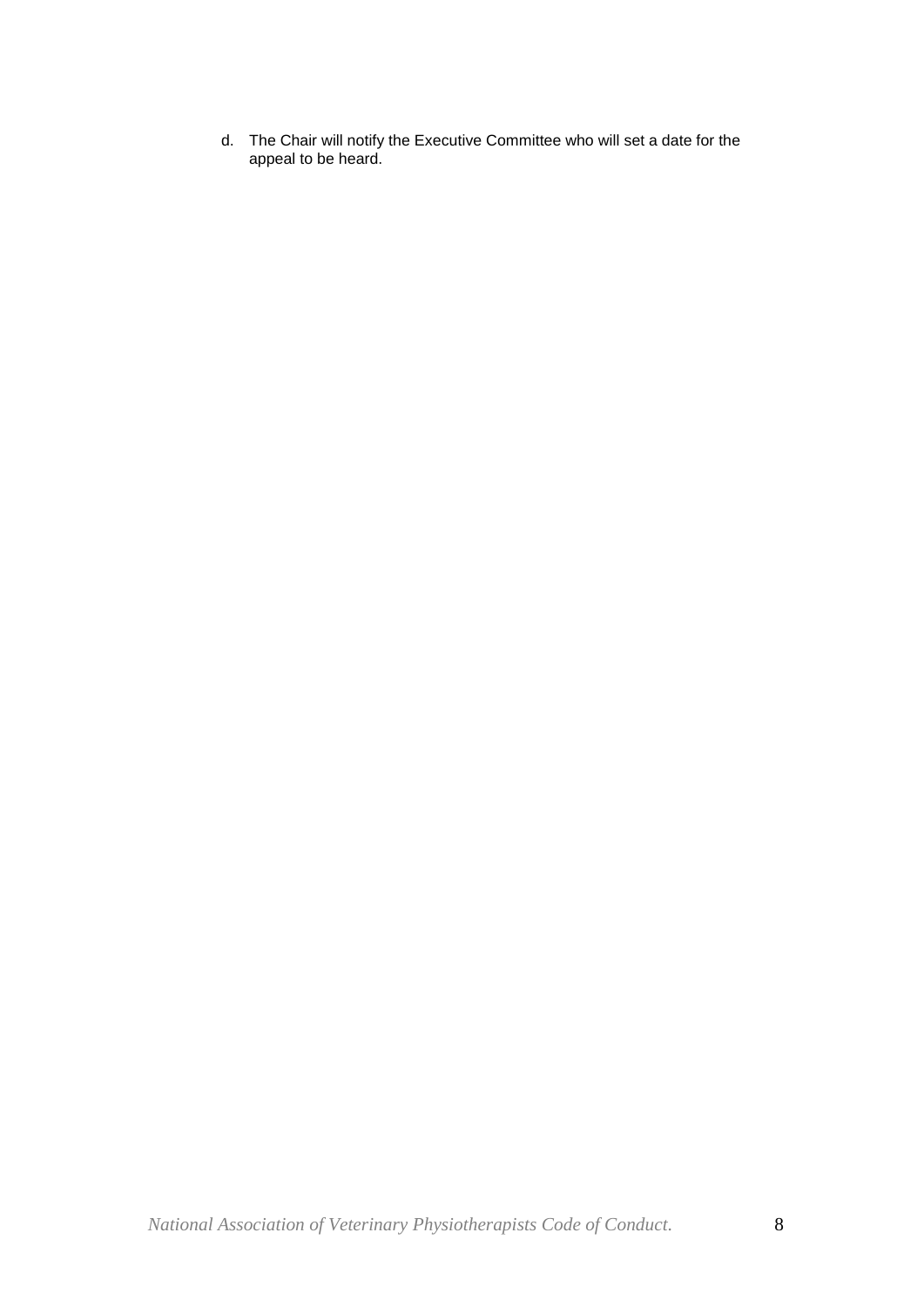d. The Chair will notify the Executive Committee who will set a date for the appeal to be heard.